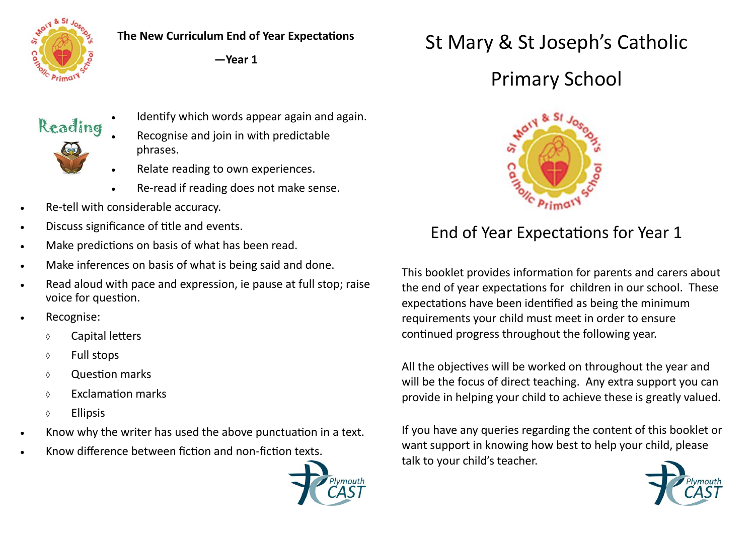**The New Curriculum End of Year Expectations**

**—Year 1**

## Reading

- Identify which words appear again and again.
- Recognise and join in with predictable phrases.
- Relate reading to own experiences.
- Re-read if reading does not make sense.
- Re-tell with considerable accuracy.
- Discuss significance of title and events.
- Make predictions on basis of what has been read.
- Make inferences on basis of what is being said and done.
- Read aloud with pace and expression, ie pause at full stop; raise voice for question.
- Recognise:
  - ◊ Capital letters
  - ◊ Full stops
  - ◊ Question marks
  - ◊ Exclamation marks
  - ◊ Ellipsis
- Know why the writer has used the above punctuation in a text.
- Know difference between fiction and non-fiction texts.

# St Mary & St Joseph's Catholic Primary School

## End of Year Expectations for Year 1

This booklet provides information for parents and carers about the end of year expectations for children in our school. These expectations have been identified as being the minimum requirements your child must meet in order to ensure continued progress throughout the following year.

All the objectives will be worked on throughout the year and will be the focus of direct teaching. Any extra support you can provide in helping your child to achieve these is greatly valued.

If you have any queries regarding the content of this booklet or want support in knowing how best to help your child, please talk to your child's teacher.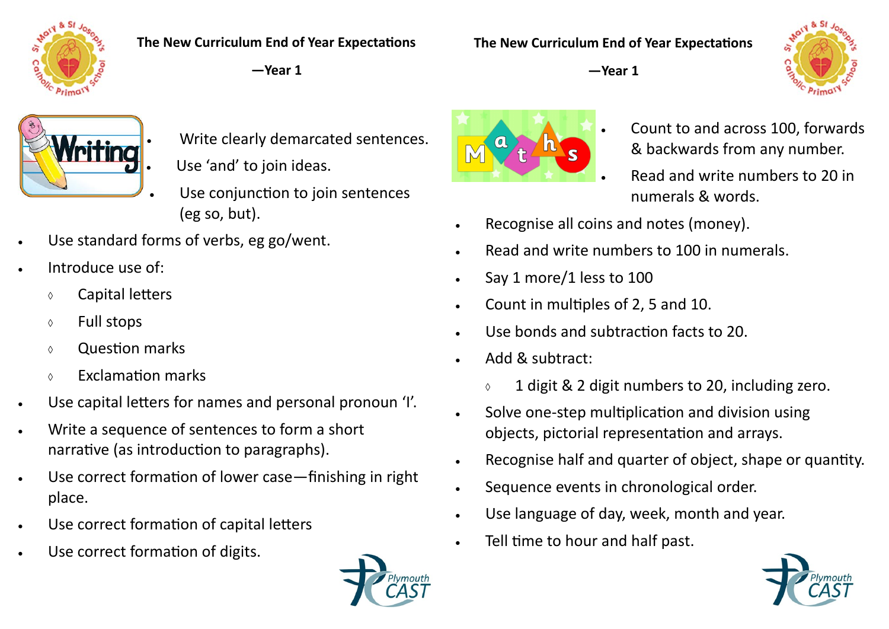# The New Curriculum End of Year Expectations

## —Year 1

### Writing

- Write clearly demarcated sentences.
- Use 'and' to join ideas.
- Use conjunction to join sentences (eg so, but).
- Use standard forms of verbs, eg go/went.
- Introduce use of:
  - Capital letters
  - Full stops
  - Question marks
  - Exclamation marks
- Use capital letters for names and personal pronoun 'I'.
- Write a sequence of sentences to form a short narrative (as introduction to paragraphs).
- Use correct formation of lower case—finishing in right place.
- Use correct formation of capital letters
- Use correct formation of digits.

# The New Curriculum End of Year Expectations

## —Year 1

### Maths

- Count to and across 100, forwards & backwards from any number.
- Read and write numbers to 20 in numerals & words.
- Recognise all coins and notes (money).
- Read and write numbers to 100 in numerals.
- Say 1 more/1 less to 100
- Count in multiples of 2, 5 and 10.
- Use bonds and subtraction facts to 20.
- Add & subtract:
  - 1 digit & 2 digit numbers to 20, including zero.
- Solve one-step multiplication and division using objects, pictorial representation and arrays.
- Recognise half and quarter of object, shape or quantity.
- Sequence events in chronological order.
- Use language of day, week, month and year.
- Tell time to hour and half past.